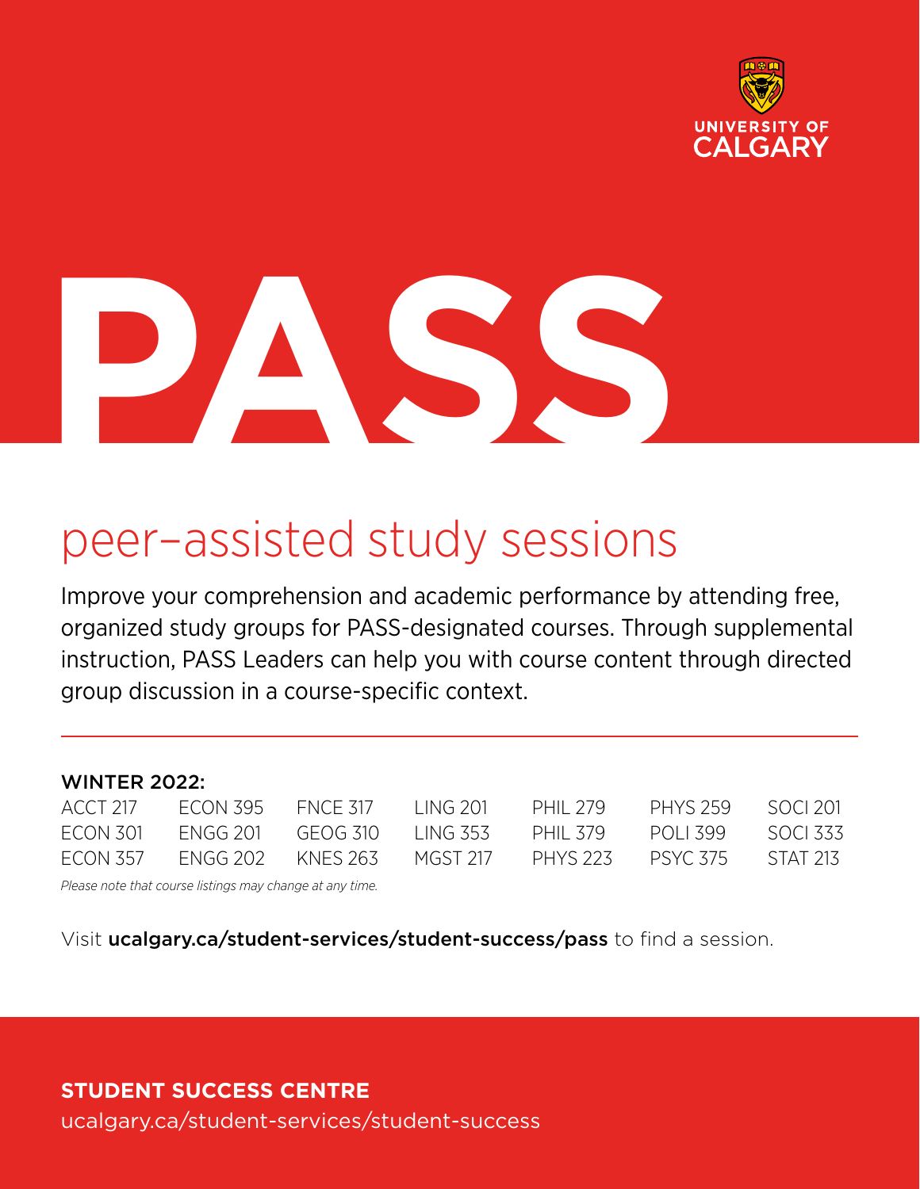UNIVERSITY OF CALGARY

# PASS

## peer–assisted study sessions

Improve your comprehension and academic performance by attending free, organized study groups for PASS-designated courses. Through supplemental instruction, PASS Leaders can help you with course content through directed group discussion in a course-specific context.

**WINTER 2022:**

| | | | | | | |
|---|---|---|---|---|---|---|
| ACCT 217 | ECON 395 | FNCE 317 | LING 201 | PHIL 279 | PHYS 259 | SOCI 201 |
| ECON 301 | ENGG 201 | GEOG 310 | LING 353 | PHIL 379 | POLI 399 | SOCI 333 |
| ECON 357 | ENGG 202 | KNES 263 | MGST 217 | PHYS 223 | PSYC 375 | STAT 213 |

*Please note that course listings may change at any time.*

Visit **ucalgary.ca/student-services/student-success/pass** to find a session.

**STUDENT SUCCESS CENTRE**
ucalgary.ca/student-services/student-success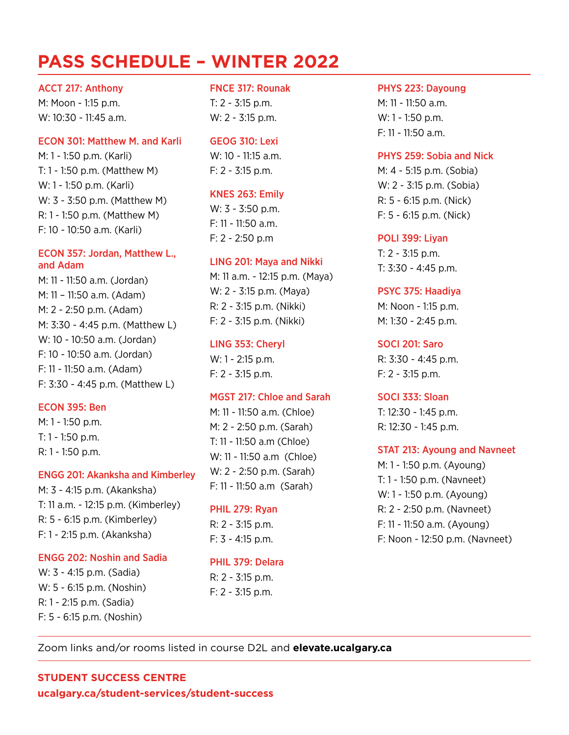# PASS SCHEDULE – WINTER 2022

### ACCT 217: Anthony

M: Moon - 1:15 p.m.
W: 10:30 - 11:45 a.m.

### ECON 301: Matthew M. and Karli

M: 1 - 1:50 p.m. (Karli)
T: 1 - 1:50 p.m. (Matthew M)
W: 1 - 1:50 p.m. (Karli)
W: 3 - 3:50 p.m. (Matthew M)
R: 1 - 1:50 p.m. (Matthew M)
F: 10 - 10:50 a.m. (Karli)

### ECON 357: Jordan, Matthew L., and Adam

M: 11 - 11:50 a.m. (Jordan)
M: 11 – 11:50 a.m. (Adam)
M: 2 - 2:50 p.m. (Adam)
M: 3:30 - 4:45 p.m. (Matthew L)
W: 10 - 10:50 a.m. (Jordan)
F: 10 - 10:50 a.m. (Jordan)
F: 11 - 11:50 a.m. (Adam)
F: 3:30 - 4:45 p.m. (Matthew L)

### ECON 395: Ben

M: 1 - 1:50 p.m.
T: 1 - 1:50 p.m.
R: 1 - 1:50 p.m.

### ENGG 201: Akanksha and Kimberley

M: 3 - 4:15 p.m. (Akanksha)
T: 11 a.m. - 12:15 p.m. (Kimberley)
R: 5 - 6:15 p.m. (Kimberley)
F: 1 - 2:15 p.m. (Akanksha)

### ENGG 202: Noshin and Sadia

W: 3 - 4:15 p.m. (Sadia)
W: 5 - 6:15 p.m. (Noshin)
R: 1 - 2:15 p.m. (Sadia)
F: 5 - 6:15 p.m. (Noshin)

### FNCE 317: Rounak

T: 2 - 3:15 p.m.
W: 2 - 3:15 p.m.

### GEOG 310: Lexi

W: 10 - 11:15 a.m.
F: 2 - 3:15 p.m.

### KNES 263: Emily

W: 3 - 3:50 p.m.
F: 11 - 11:50 a.m.
F: 2 - 2:50 p.m

### LING 201: Maya and Nikki

M: 11 a.m. - 12:15 p.m. (Maya)
W: 2 - 3:15 p.m. (Maya)
R: 2 - 3:15 p.m. (Nikki)
F: 2 - 3:15 p.m. (Nikki)

### LING 353: Cheryl

W: 1 - 2:15 p.m.
F: 2 - 3:15 p.m.

### MGST 217: Chloe and Sarah

M: 11 - 11:50 a.m. (Chloe)
M: 2 - 2:50 p.m. (Sarah)
T: 11 - 11:50 a.m (Chloe)
W: 11 - 11:50 a.m (Chloe)
W: 2 - 2:50 p.m. (Sarah)
F: 11 - 11:50 a.m (Sarah)

### PHIL 279: Ryan

R: 2 - 3:15 p.m.
F: 3 - 4:15 p.m.

### PHIL 379: Delara

R: 2 - 3:15 p.m.
F: 2 - 3:15 p.m.

### PHYS 223: Dayoung

M: 11 - 11:50 a.m.
W: 1 - 1:50 p.m.
F: 11 - 11:50 a.m.

### PHYS 259: Sobia and Nick

M: 4 - 5:15 p.m. (Sobia)
W: 2 - 3:15 p.m. (Sobia)
R: 5 - 6:15 p.m. (Nick)
F: 5 - 6:15 p.m. (Nick)

### POLI 399: Liyan

T: 2 - 3:15 p.m.
T: 3:30 - 4:45 p.m.

### PSYC 375: Haadiya

M: Noon - 1:15 p.m.
M: 1:30 - 2:45 p.m.

### SOCI 201: Saro

R: 3:30 - 4:45 p.m.
F: 2 - 3:15 p.m.

### SOCI 333: Sloan

T: 12:30 - 1:45 p.m.
R: 12:30 - 1:45 p.m.

### STAT 213: Ayoung and Navneet

M: 1 - 1:50 p.m. (Ayoung)
T: 1 - 1:50 p.m. (Navneet)
W: 1 - 1:50 p.m. (Ayoung)
R: 2 - 2:50 p.m. (Navneet)
F: 11 - 11:50 a.m. (Ayoung)
F: Noon - 12:50 p.m. (Navneet)

---

Zoom links and/or rooms listed in course D2L and **elevate.ucalgary.ca**

---

**STUDENT SUCCESS CENTRE**
**ucalgary.ca/student-services/student-success**